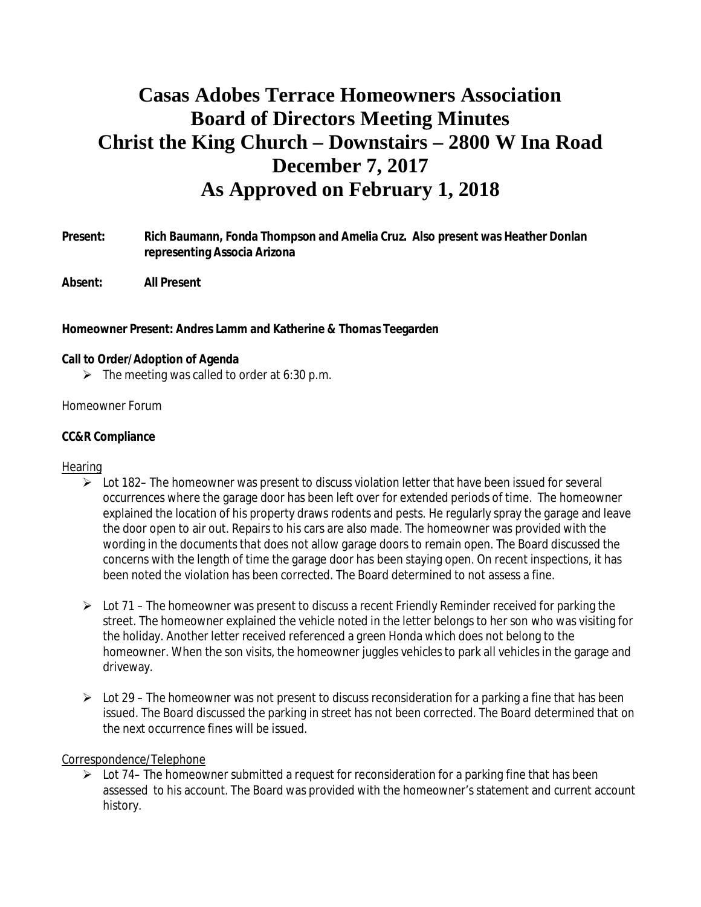# Casas Adobes Terrace Homeowners Association
# Board of Directors Meeting Minutes
# Christ the King Church – Downstairs – 2800 W Ina Road
# December 7, 2017
# As Approved on February 1, 2018

**Present:** **Rich Baumann, Fonda Thompson and Amelia Cruz. Also present was Heather Donlan representing Associa Arizona**

**Absent:** **All Present**

**Homeowner Present: Andres Lamm and Katherine & Thomas Teegarden**

**Call to Order/Adoption of Agenda**

- The meeting was called to order at 6:30 p.m.

Homeowner Forum

**CC&R Compliance**

Hearing

- Lot 182– The homeowner was present to discuss violation letter that have been issued for several occurrences where the garage door has been left over for extended periods of time. The homeowner explained the location of his property draws rodents and pests. He regularly spray the garage and leave the door open to air out. Repairs to his cars are also made. The homeowner was provided with the wording in the documents that does not allow garage doors to remain open. The Board discussed the concerns with the length of time the garage door has been staying open. On recent inspections, it has been noted the violation has been corrected. The Board determined to not assess a fine.

- Lot 71 – The homeowner was present to discuss a recent Friendly Reminder received for parking the street. The homeowner explained the vehicle noted in the letter belongs to her son who was visiting for the holiday. Another letter received referenced a green Honda which does not belong to the homeowner. When the son visits, the homeowner juggles vehicles to park all vehicles in the garage and driveway.

- Lot 29 – The homeowner was not present to discuss reconsideration for a parking a fine that has been issued. The Board discussed the parking in street has not been corrected. The Board determined that on the next occurrence fines will be issued.

Correspondence/Telephone

- Lot 74– The homeowner submitted a request for reconsideration for a parking fine that has been assessed to his account. The Board was provided with the homeowner's statement and current account history.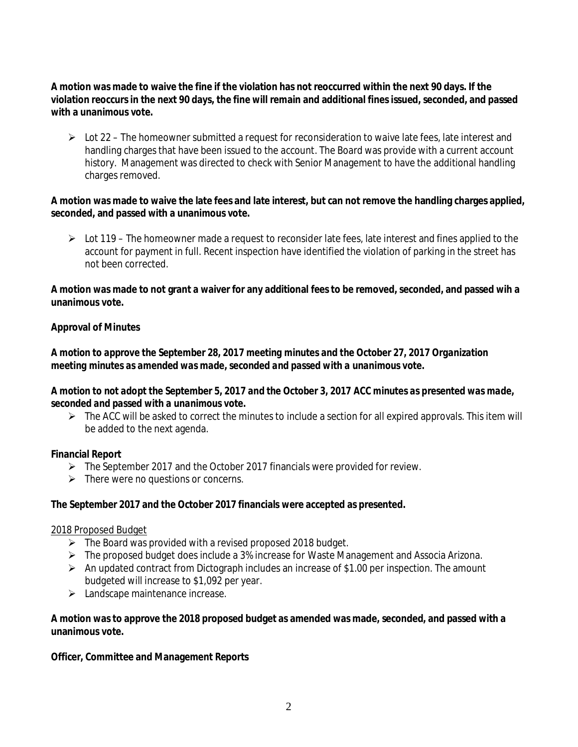**A motion was made to waive the fine if the violation has not reoccurred within the next 90 days. If the violation reoccurs in the next 90 days, the fine will remain and additional fines issued, seconded, and passed with a unanimous vote.**

- Lot 22 – The homeowner submitted a request for reconsideration to waive late fees, late interest and handling charges that have been issued to the account. The Board was provide with a current account history. Management was directed to check with Senior Management to have the additional handling charges removed.

**A motion was made to waive the late fees and late interest, but can not remove the handling charges applied, seconded, and passed with a unanimous vote.**

- Lot 119 – The homeowner made a request to reconsider late fees, late interest and fines applied to the account for payment in full. Recent inspection have identified the violation of parking in the street has not been corrected.

**A motion was made to not grant a waiver for any additional fees to be removed, seconded, and passed wih a unanimous vote.**

**Approval of Minutes**

***A motion to approve the September 28, 2017 meeting minutes and the October 27, 2017 Organization meeting minutes as amended was made, seconded and passed with a unanimous vote.***

***A motion to not adopt the September 5, 2017 and the October 3, 2017 ACC minutes as presented was made, seconded and passed with a unanimous vote.***

- The ACC will be asked to correct the minutes to include a section for all expired approvals. This item will be added to the next agenda.

**Financial Report**

- The September 2017 and the October 2017 financials were provided for review.
- There were no questions or concerns.

**The September 2017 and the October 2017 financials were accepted as presented.**

<u>2018 Proposed Budget</u>

- The Board was provided with a revised proposed 2018 budget.
- The proposed budget does include a 3% increase for Waste Management and Associa Arizona.
- An updated contract from Dictograph includes an increase of $1.00 per inspection. The amount budgeted will increase to $1,092 per year.
- Landscape maintenance increase.

**A motion was to approve the 2018 proposed budget as amended was made, seconded, and passed with a unanimous vote.**

**Officer, Committee and Management Reports**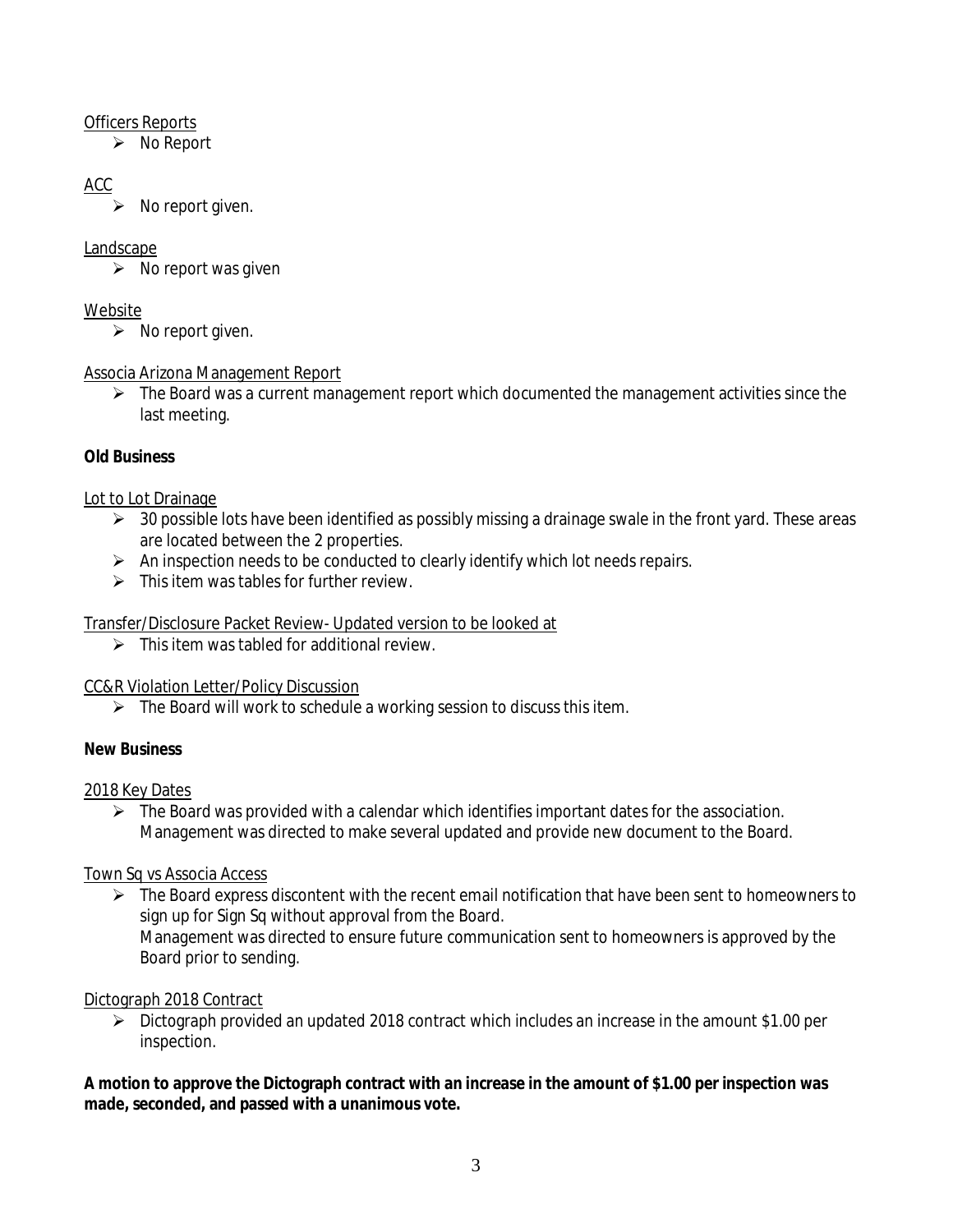Officers Reports

- No Report

ACC

- No report given.

Landscape

- No report was given

Website

- No report given.

Associa Arizona Management Report

- The Board was a current management report which documented the management activities since the last meeting.

**Old Business**

Lot to Lot Drainage

- 30 possible lots have been identified as possibly missing a drainage swale in the front yard. These areas are located between the 2 properties.
- An inspection needs to be conducted to clearly identify which lot needs repairs.
- This item was tables for further review.

Transfer/Disclosure Packet Review- Updated version to be looked at

- This item was tabled for additional review.

CC&R Violation Letter/Policy Discussion

- The Board will work to schedule a working session to discuss this item.

**New Business**

2018 Key Dates

- The Board was provided with a calendar which identifies important dates for the association. Management was directed to make several updated and provide new document to the Board.

Town Sq vs Associa Access

- The Board express discontent with the recent email notification that have been sent to homeowners to sign up for Sign Sq without approval from the Board.
  Management was directed to ensure future communication sent to homeowners is approved by the Board prior to sending.

Dictograph 2018 Contract

- Dictograph provided an updated 2018 contract which includes an increase in the amount $1.00 per inspection.

**A motion to approve the Dictograph contract with an increase in the amount of $1.00 per inspection was made, seconded, and passed with a unanimous vote.**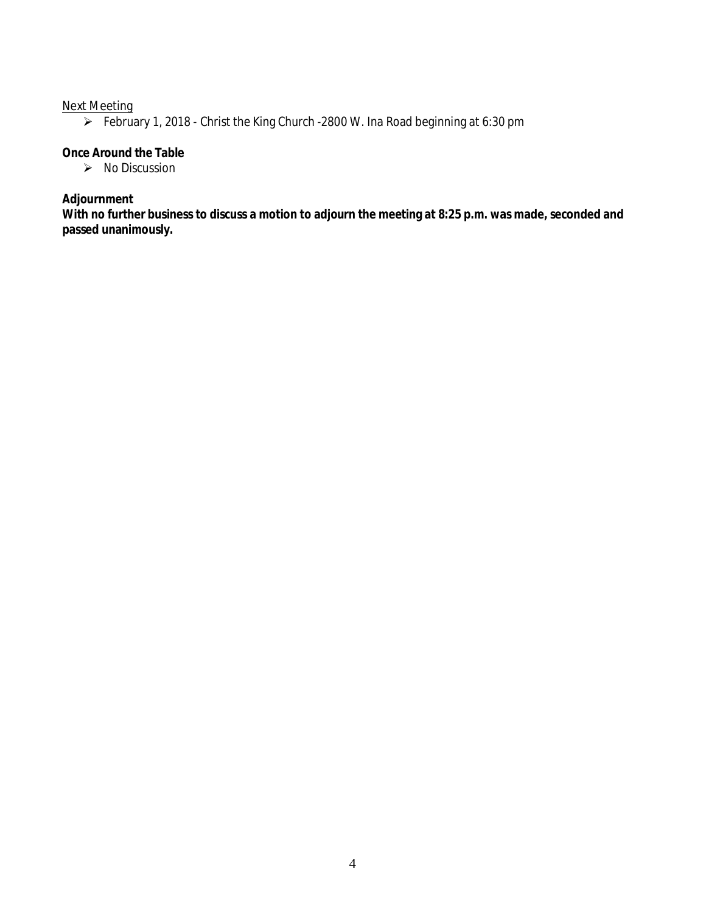Next Meeting

- February 1, 2018 - Christ the King Church -2800 W. Ina Road beginning at 6:30 pm

**Once Around the Table**

- No Discussion

**Adjournment**

**With no further business to discuss a motion to adjourn the meeting at 8:25 p.m. was made, seconded and passed unanimously.**